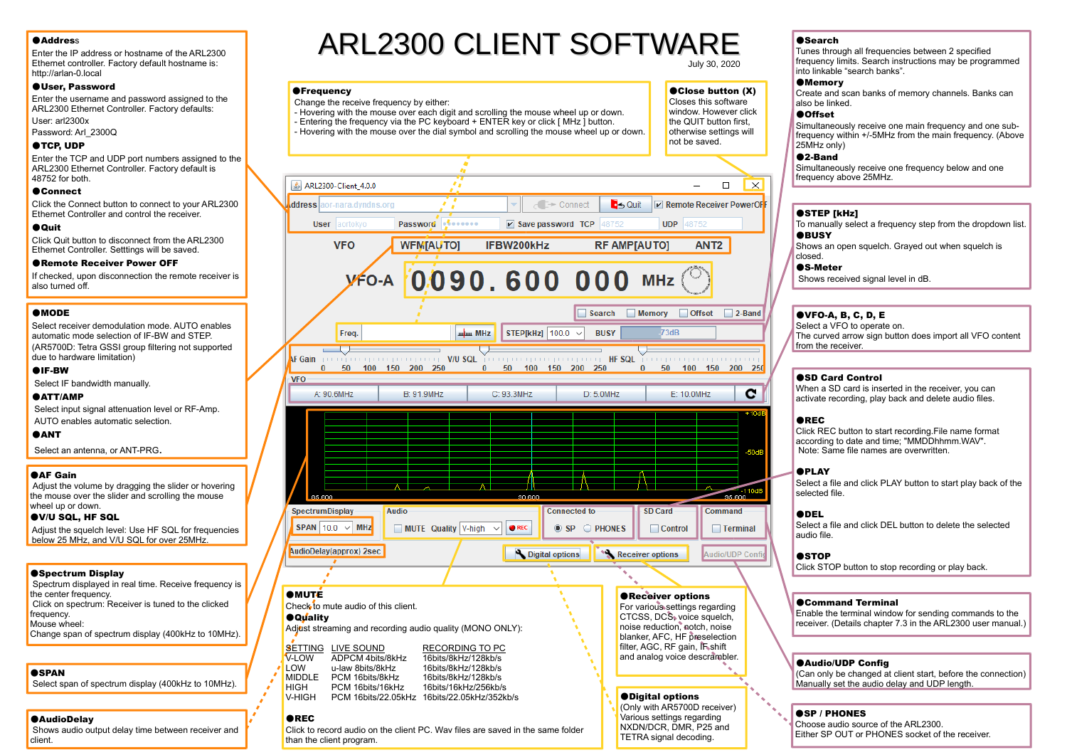# ARL2300 CLIENT SOFTWARE

July 30, 2020

**●Address**
Enter the IP address or hostname of the ARL2300 Ethernet controller. Factory default hostname is: http://arlan-0.local

**●User, Password**
Enter the username and password assigned to the ARL2300 Ethernet Controller. Factory defaults:
User: arl2300x
Password: Arl_2300Q

**●TCP, UDP**
Enter the TCP and UDP port numbers assigned to the ARL2300 Ethernet Controller. Factory default is 48752 for both.

**●Connect**
Click the Connect button to connect to your ARL2300 Ethernet Controller and control the receiver.

**●Quit**
Click Quit button to disconnect from the ARL2300 Ethernet Controller. Setttings will be saved.

**●Remote Receiver Power OFF**
If checked, upon disconnection the remote receiver is also turned off.

**●MODE**
Select receiver demodulation mode. AUTO enables automatic mode selection of IF-BW and STEP. (AR5700D: Tetra GSSI group filtering not supported due to hardware limitation)

**●IF-BW**
Select IF bandwidth manually.

**●ATT/AMP**
Select input signal attenuation level or RF-Amp. AUTO enables automatic selection.

**●ANT**
Select an antenna, or ANT-PRG.

**●AF Gain**
Adjust the volume by dragging the slider or hovering the mouse over the slider and scrolling the mouse wheel up or down.

**●V/U SQL, HF SQL**
Adjust the squelch level: Use HF SQL for frequencies below 25 MHz, and V/U SQL for over 25MHz.

**●Spectrum Display**
Spectrum displayed in real time. Receive frequency is the center frequency.
Click on spectrum: Receiver is tuned to the clicked frequency.
Mouse wheel:
Change span of spectrum display (400kHz to 10MHz).

**●SPAN**
Select span of spectrum display (400kHz to 10MHz).

**●AudioDelay**
Shows audio output delay time between receiver and client.

**●Frequency**
Change the receive frequency by either:
- Hovering with the mouse over each digit and scrolling the mouse wheel up or down.
- Entering the frequency via the PC keyboard + ENTER key or click [ MHz ] button.
- Hovering with the mouse over the dial symbol and scrolling the mouse wheel up or down.

**●Close button (X)**
Closes this software window. However click the QUIT button first, otherwise settings will not be saved.

**●MUTE**
Check to mute audio of this client.

**●Quality**
Adjust streaming and recording audio quality (MONO ONLY):

| SETTING | LIVE SOUND | RECORDING TO PC |
|---|---|---|
| V-LOW | ADPCM 4bits/8kHz | 16bits/8kHz/128kb/s |
| LOW | u-law 8bits/8kHz | 16bits/8kHz/128kb/s |
| MIDDLE | PCM 16bits/8kHz | 16bits/8kHz/128kb/s |
| HIGH | PCM 16bits/16kHz | 16bits/16kHz/256kb/s |
| V-HIGH | PCM 16bits/22.05kHz | 16bits/22.05kHz/352kb/s |

**●REC**
Click to record audio on the client PC. Wav files are saved in the same folder than the client program.

**●Receiver options**
For various settings regarding CTCSS, DCS, voice squelch, noise reduction, notch, noise blanker, AFC, HF preselection filter, AGC, RF gain, IF shift and analog voice descrambler.

**●Digital options**
(Only with AR5700D receiver) Various settings regarding NXDN/DCR, DMR, P25 and TETRA signal decoding.

**●Search**
Tunes through all frequencies between 2 specified frequency limits. Search instructions may be programmed into linkable "search banks".

**●Memory**
Create and scan banks of memory channels. Banks can also be linked.

**●Offset**
Simultaneously receive one main frequency and one sub-frequency within +/-5MHz from the main frequency. (Above 25MHz only)

**●2-Band**
Simultaneously receive one frequency below and one frequency above 25MHz.

**●STEP [kHz]**
To manually select a frequency step from the dropdown list.

**●BUSY**
Shows an open squelch. Grayed out when squelch is closed.

**●S-Meter**
Shows received signal level in dB.

**●VFO-A, B, C, D, E**
Select a VFO to operate on.
The curved arrow sign button does import all VFO content from the receiver.

**●SD Card Control**
When a SD card is inserted in the receiver, you can activate recording, play back and delete audio files.

**●REC**
Click REC button to start recording.File name format according to date and time; "MMDDhhmm.WAV".
Note: Same file names are overwritten.

**●PLAY**
Select a file and click PLAY button to start play back of the selected file.

**●DEL**
Select a file and click DEL button to delete the selected audio file.

**●STOP**
Click STOP button to stop recording or play back.

**●Command Terminal**
Enable the terminal window for sending commands to the receiver. (Details chapter 7.3 in the ARL2300 user manual.)

**●Audio/UDP Config**
(Can only be changed at client start, before the connection) Manually set the audio delay and UDP length.

**●SP / PHONES**
Choose audio source of the ARL2300.
Either SP OUT or PHONES socket of the receiver.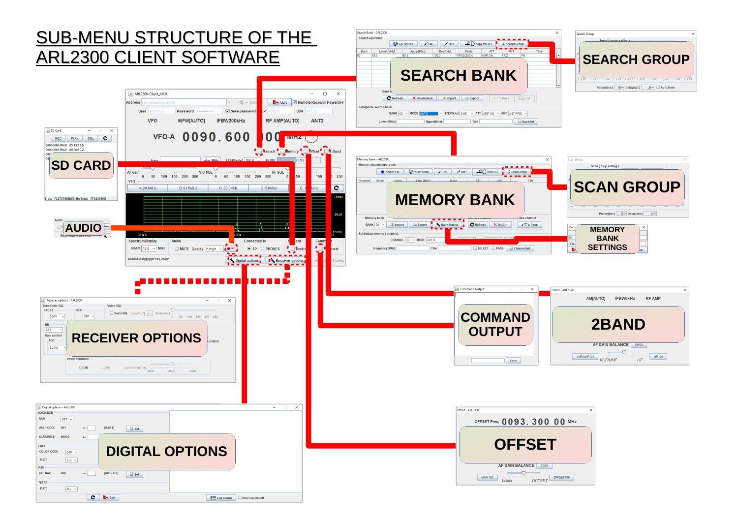# SUB-MENU STRUCTURE OF THE ARL2300 CLIENT SOFTWARE

SEARCH BANK

SEARCH GROUP

SD CARD

AUDIO

MEMORY BANK

SCAN GROUP

MEMORY BANK SETTINGS

RECEIVER OPTIONS

COMMAND OUTPUT

2BAND

DIGITAL OPTIONS

OFFSET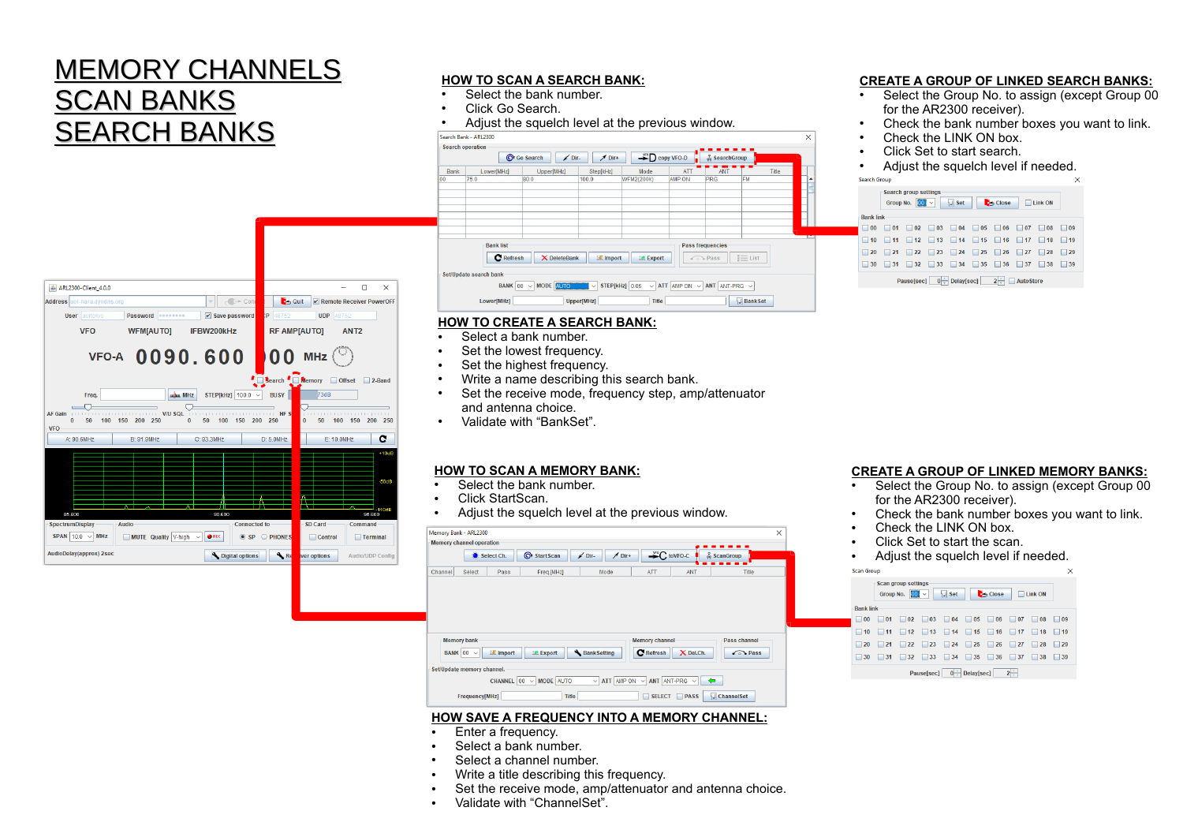# MEMORY CHANNELS
# SCAN BANKS
# SEARCH BANKS

## HOW TO SCAN A SEARCH BANK:

- Select the bank number.
- Click Go Search.
- Adjust the squelch level at the previous window.

## CREATE A GROUP OF LINKED SEARCH BANKS:

- Select the Group No. to assign (except Group 00 for the AR2300 receiver).
- Check the bank number boxes you want to link.
- Check the LINK ON box.
- Click Set to start search.
- Adjust the squelch level if needed.

## HOW TO CREATE A SEARCH BANK:

- Select a bank number.
- Set the lowest frequency.
- Set the highest frequency.
- Write a name describing this search bank.
- Set the receive mode, frequency step, amp/attenuator and antenna choice.
- Validate with "BankSet".

## HOW TO SCAN A MEMORY BANK:

- Select the bank number.
- Click StartScan.
- Adjust the squelch level at the previous window.

## CREATE A GROUP OF LINKED MEMORY BANKS:

- Select the Group No. to assign (except Group 00 for the AR2300 receiver).
- Check the bank number boxes you want to link.
- Check the LINK ON box.
- Click Set to start the scan.
- Adjust the squelch level if needed.

## HOW SAVE A FREQUENCY INTO A MEMORY CHANNEL:

- Enter a frequency.
- Select a bank number.
- Select a channel number.
- Write a title describing this frequency.
- Set the receive mode, amp/attenuator and antenna choice.
- Validate with "ChannelSet".